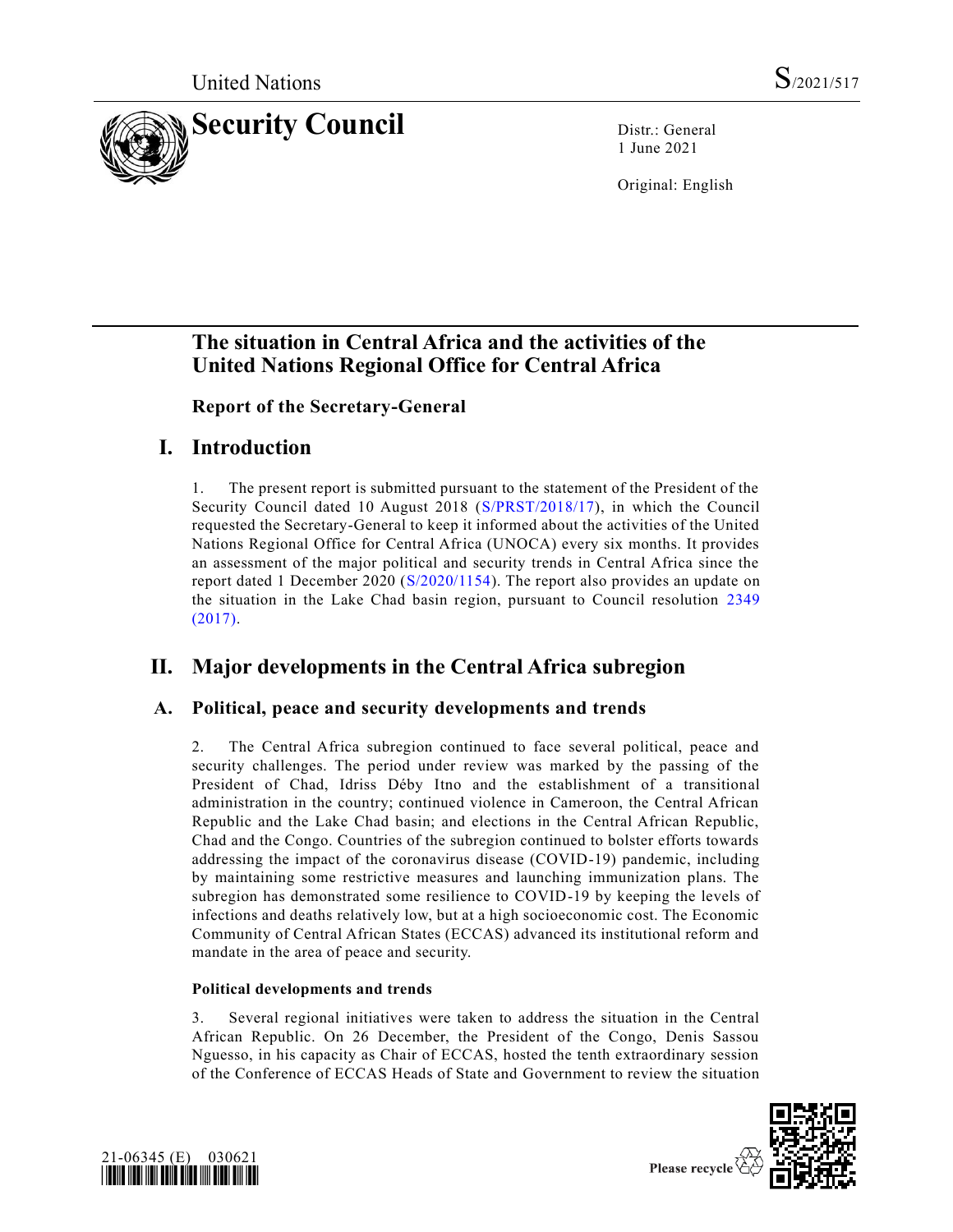United Nations S/2021/517

# Security Council

Distr.: General
1 June 2021

Original: English

## The situation in Central Africa and the activities of the United Nations Regional Office for Central Africa

### Report of the Secretary-General

## I. Introduction

1. The present report is submitted pursuant to the statement of the President of the Security Council dated 10 August 2018 (S/PRST/2018/17), in which the Council requested the Secretary-General to keep it informed about the activities of the United Nations Regional Office for Central Africa (UNOCA) every six months. It provides an assessment of the major political and security trends in Central Africa since the report dated 1 December 2020 (S/2020/1154). The report also provides an update on the situation in the Lake Chad basin region, pursuant to Council resolution 2349 (2017).

## II. Major developments in the Central Africa subregion

### A. Political, peace and security developments and trends

2. The Central Africa subregion continued to face several political, peace and security challenges. The period under review was marked by the passing of the President of Chad, Idriss Déby Itno and the establishment of a transitional administration in the country; continued violence in Cameroon, the Central African Republic and the Lake Chad basin; and elections in the Central African Republic, Chad and the Congo. Countries of the subregion continued to bolster efforts towards addressing the impact of the coronavirus disease (COVID-19) pandemic, including by maintaining some restrictive measures and launching immunization plans. The subregion has demonstrated some resilience to COVID-19 by keeping the levels of infections and deaths relatively low, but at a high socioeconomic cost. The Economic Community of Central African States (ECCAS) advanced its institutional reform and mandate in the area of peace and security.

#### Political developments and trends

3. Several regional initiatives were taken to address the situation in the Central African Republic. On 26 December, the President of the Congo, Denis Sassou Nguesso, in his capacity as Chair of ECCAS, hosted the tenth extraordinary session of the Conference of ECCAS Heads of State and Government to review the situation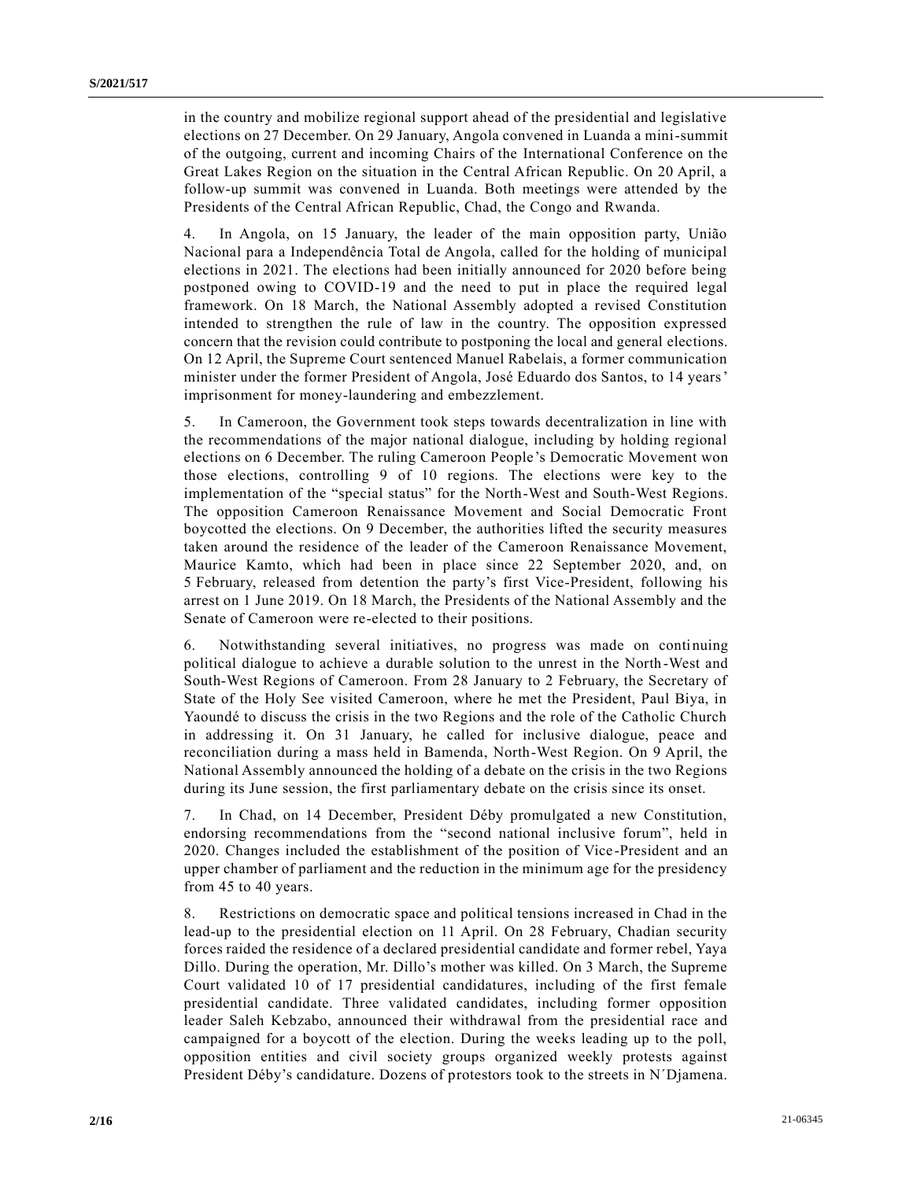in the country and mobilize regional support ahead of the presidential and legislative elections on 27 December. On 29 January, Angola convened in Luanda a mini-summit of the outgoing, current and incoming Chairs of the International Conference on the Great Lakes Region on the situation in the Central African Republic. On 20 April, a follow-up summit was convened in Luanda. Both meetings were attended by the Presidents of the Central African Republic, Chad, the Congo and Rwanda.

4. In Angola, on 15 January, the leader of the main opposition party, União Nacional para a Independência Total de Angola, called for the holding of municipal elections in 2021. The elections had been initially announced for 2020 before being postponed owing to COVID-19 and the need to put in place the required legal framework. On 18 March, the National Assembly adopted a revised Constitution intended to strengthen the rule of law in the country. The opposition expressed concern that the revision could contribute to postponing the local and general elections. On 12 April, the Supreme Court sentenced Manuel Rabelais, a former communication minister under the former President of Angola, José Eduardo dos Santos, to 14 years' imprisonment for money-laundering and embezzlement.

5. In Cameroon, the Government took steps towards decentralization in line with the recommendations of the major national dialogue, including by holding regional elections on 6 December. The ruling Cameroon People's Democratic Movement won those elections, controlling 9 of 10 regions. The elections were key to the implementation of the "special status" for the North-West and South-West Regions. The opposition Cameroon Renaissance Movement and Social Democratic Front boycotted the elections. On 9 December, the authorities lifted the security measures taken around the residence of the leader of the Cameroon Renaissance Movement, Maurice Kamto, which had been in place since 22 September 2020, and, on 5 February, released from detention the party's first Vice-President, following his arrest on 1 June 2019. On 18 March, the Presidents of the National Assembly and the Senate of Cameroon were re-elected to their positions.

6. Notwithstanding several initiatives, no progress was made on continuing political dialogue to achieve a durable solution to the unrest in the North-West and South-West Regions of Cameroon. From 28 January to 2 February, the Secretary of State of the Holy See visited Cameroon, where he met the President, Paul Biya, in Yaoundé to discuss the crisis in the two Regions and the role of the Catholic Church in addressing it. On 31 January, he called for inclusive dialogue, peace and reconciliation during a mass held in Bamenda, North-West Region. On 9 April, the National Assembly announced the holding of a debate on the crisis in the two Regions during its June session, the first parliamentary debate on the crisis since its onset.

7. In Chad, on 14 December, President Déby promulgated a new Constitution, endorsing recommendations from the "second national inclusive forum", held in 2020. Changes included the establishment of the position of Vice-President and an upper chamber of parliament and the reduction in the minimum age for the presidency from 45 to 40 years.

8. Restrictions on democratic space and political tensions increased in Chad in the lead-up to the presidential election on 11 April. On 28 February, Chadian security forces raided the residence of a declared presidential candidate and former rebel, Yaya Dillo. During the operation, Mr. Dillo's mother was killed. On 3 March, the Supreme Court validated 10 of 17 presidential candidatures, including of the first female presidential candidate. Three validated candidates, including former opposition leader Saleh Kebzabo, announced their withdrawal from the presidential race and campaigned for a boycott of the election. During the weeks leading up to the poll, opposition entities and civil society groups organized weekly protests against President Déby's candidature. Dozens of protestors took to the streets in N'Djamena.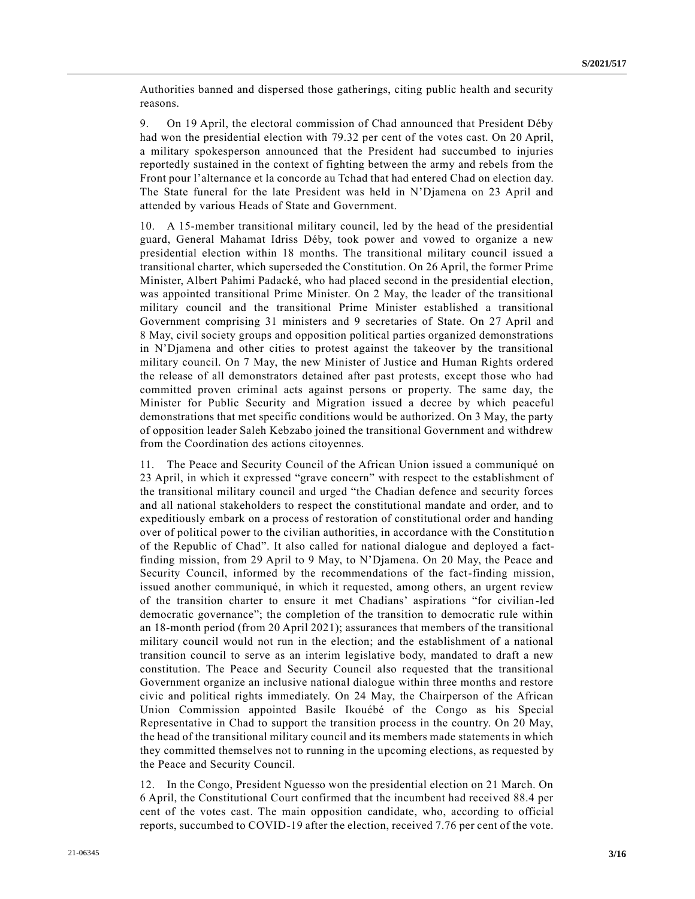Authorities banned and dispersed those gatherings, citing public health and security reasons.

9. On 19 April, the electoral commission of Chad announced that President Déby had won the presidential election with 79.32 per cent of the votes cast. On 20 April, a military spokesperson announced that the President had succumbed to injuries reportedly sustained in the context of fighting between the army and rebels from the Front pour l'alternance et la concorde au Tchad that had entered Chad on election day. The State funeral for the late President was held in N'Djamena on 23 April and attended by various Heads of State and Government.

10. A 15-member transitional military council, led by the head of the presidential guard, General Mahamat Idriss Déby, took power and vowed to organize a new presidential election within 18 months. The transitional military council issued a transitional charter, which superseded the Constitution. On 26 April, the former Prime Minister, Albert Pahimi Padacké, who had placed second in the presidential election, was appointed transitional Prime Minister. On 2 May, the leader of the transitional military council and the transitional Prime Minister established a transitional Government comprising 31 ministers and 9 secretaries of State. On 27 April and 8 May, civil society groups and opposition political parties organized demonstrations in N'Djamena and other cities to protest against the takeover by the transitional military council. On 7 May, the new Minister of Justice and Human Rights ordered the release of all demonstrators detained after past protests, except those who had committed proven criminal acts against persons or property. The same day, the Minister for Public Security and Migration issued a decree by which peaceful demonstrations that met specific conditions would be authorized. On 3 May, the party of opposition leader Saleh Kebzabo joined the transitional Government and withdrew from the Coordination des actions citoyennes.

11. The Peace and Security Council of the African Union issued a communiqué on 23 April, in which it expressed "grave concern" with respect to the establishment of the transitional military council and urged "the Chadian defence and security forces and all national stakeholders to respect the constitutional mandate and order, and to expeditiously embark on a process of restoration of constitutional order and handing over of political power to the civilian authorities, in accordance with the Constitution of the Republic of Chad". It also called for national dialogue and deployed a fact-finding mission, from 29 April to 9 May, to N'Djamena. On 20 May, the Peace and Security Council, informed by the recommendations of the fact-finding mission, issued another communiqué, in which it requested, among others, an urgent review of the transition charter to ensure it met Chadians' aspirations "for civilian-led democratic governance"; the completion of the transition to democratic rule within an 18-month period (from 20 April 2021); assurances that members of the transitional military council would not run in the election; and the establishment of a national transition council to serve as an interim legislative body, mandated to draft a new constitution. The Peace and Security Council also requested that the transitional Government organize an inclusive national dialogue within three months and restore civic and political rights immediately. On 24 May, the Chairperson of the African Union Commission appointed Basile Ikouébé of the Congo as his Special Representative in Chad to support the transition process in the country. On 20 May, the head of the transitional military council and its members made statements in which they committed themselves not to running in the upcoming elections, as requested by the Peace and Security Council.

12. In the Congo, President Nguesso won the presidential election on 21 March. On 6 April, the Constitutional Court confirmed that the incumbent had received 88.4 per cent of the votes cast. The main opposition candidate, who, according to official reports, succumbed to COVID-19 after the election, received 7.76 per cent of the vote.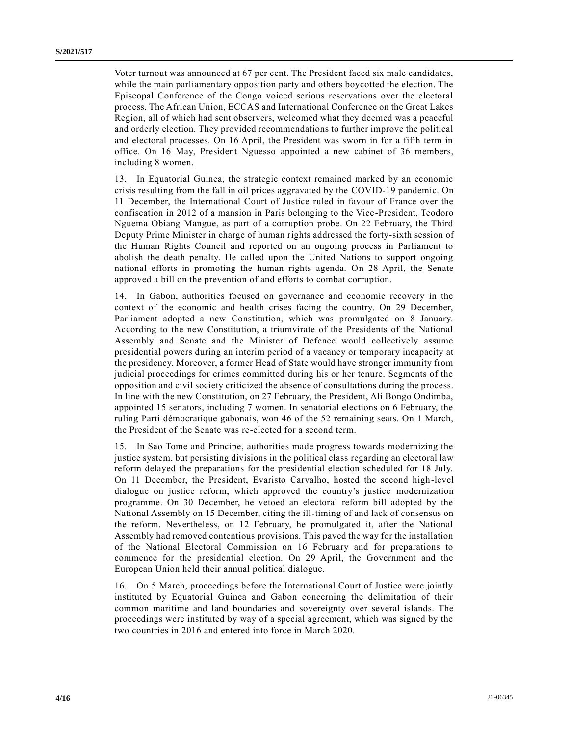Voter turnout was announced at 67 per cent. The President faced six male candidates, while the main parliamentary opposition party and others boycotted the election. The Episcopal Conference of the Congo voiced serious reservations over the electoral process. The African Union, ECCAS and International Conference on the Great Lakes Region, all of which had sent observers, welcomed what they deemed was a peaceful and orderly election. They provided recommendations to further improve the political and electoral processes. On 16 April, the President was sworn in for a fifth term in office. On 16 May, President Nguesso appointed a new cabinet of 36 members, including 8 women.

13. In Equatorial Guinea, the strategic context remained marked by an economic crisis resulting from the fall in oil prices aggravated by the COVID-19 pandemic. On 11 December, the International Court of Justice ruled in favour of France over the confiscation in 2012 of a mansion in Paris belonging to the Vice-President, Teodoro Nguema Obiang Mangue, as part of a corruption probe. On 22 February, the Third Deputy Prime Minister in charge of human rights addressed the forty-sixth session of the Human Rights Council and reported on an ongoing process in Parliament to abolish the death penalty. He called upon the United Nations to support ongoing national efforts in promoting the human rights agenda. On 28 April, the Senate approved a bill on the prevention of and efforts to combat corruption.

14. In Gabon, authorities focused on governance and economic recovery in the context of the economic and health crises facing the country. On 29 December, Parliament adopted a new Constitution, which was promulgated on 8 January. According to the new Constitution, a triumvirate of the Presidents of the National Assembly and Senate and the Minister of Defence would collectively assume presidential powers during an interim period of a vacancy or temporary incapacity at the presidency. Moreover, a former Head of State would have stronger immunity from judicial proceedings for crimes committed during his or her tenure. Segments of the opposition and civil society criticized the absence of consultations during the process. In line with the new Constitution, on 27 February, the President, Ali Bongo Ondimba, appointed 15 senators, including 7 women. In senatorial elections on 6 February, the ruling Parti démocratique gabonais, won 46 of the 52 remaining seats. On 1 March, the President of the Senate was re-elected for a second term.

15. In Sao Tome and Principe, authorities made progress towards modernizing the justice system, but persisting divisions in the political class regarding an electoral law reform delayed the preparations for the presidential election scheduled for 18 July. On 11 December, the President, Evaristo Carvalho, hosted the second high-level dialogue on justice reform, which approved the country's justice modernization programme. On 30 December, he vetoed an electoral reform bill adopted by the National Assembly on 15 December, citing the ill-timing of and lack of consensus on the reform. Nevertheless, on 12 February, he promulgated it, after the National Assembly had removed contentious provisions. This paved the way for the installation of the National Electoral Commission on 16 February and for preparations to commence for the presidential election. On 29 April, the Government and the European Union held their annual political dialogue.

16. On 5 March, proceedings before the International Court of Justice were jointly instituted by Equatorial Guinea and Gabon concerning the delimitation of their common maritime and land boundaries and sovereignty over several islands. The proceedings were instituted by way of a special agreement, which was signed by the two countries in 2016 and entered into force in March 2020.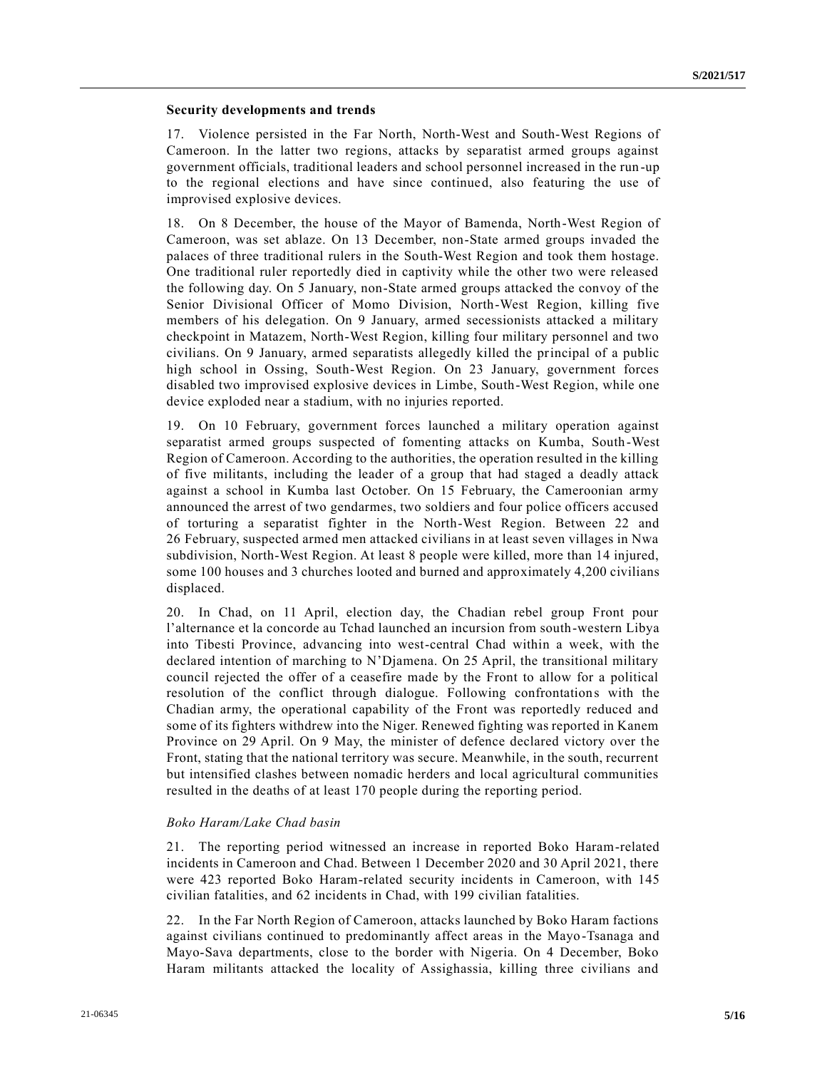**Security developments and trends**

17. Violence persisted in the Far North, North-West and South-West Regions of Cameroon. In the latter two regions, attacks by separatist armed groups against government officials, traditional leaders and school personnel increased in the run-up to the regional elections and have since continued, also featuring the use of improvised explosive devices.

18. On 8 December, the house of the Mayor of Bamenda, North-West Region of Cameroon, was set ablaze. On 13 December, non-State armed groups invaded the palaces of three traditional rulers in the South-West Region and took them hostage. One traditional ruler reportedly died in captivity while the other two were released the following day. On 5 January, non-State armed groups attacked the convoy of the Senior Divisional Officer of Momo Division, North-West Region, killing five members of his delegation. On 9 January, armed secessionists attacked a military checkpoint in Matazem, North-West Region, killing four military personnel and two civilians. On 9 January, armed separatists allegedly killed the principal of a public high school in Ossing, South-West Region. On 23 January, government forces disabled two improvised explosive devices in Limbe, South-West Region, while one device exploded near a stadium, with no injuries reported.

19. On 10 February, government forces launched a military operation against separatist armed groups suspected of fomenting attacks on Kumba, South-West Region of Cameroon. According to the authorities, the operation resulted in the killing of five militants, including the leader of a group that had staged a deadly attack against a school in Kumba last October. On 15 February, the Cameroonian army announced the arrest of two gendarmes, two soldiers and four police officers accused of torturing a separatist fighter in the North-West Region. Between 22 and 26 February, suspected armed men attacked civilians in at least seven villages in Nwa subdivision, North-West Region. At least 8 people were killed, more than 14 injured, some 100 houses and 3 churches looted and burned and approximately 4,200 civilians displaced.

20. In Chad, on 11 April, election day, the Chadian rebel group Front pour l'alternance et la concorde au Tchad launched an incursion from south-western Libya into Tibesti Province, advancing into west-central Chad within a week, with the declared intention of marching to N'Djamena. On 25 April, the transitional military council rejected the offer of a ceasefire made by the Front to allow for a political resolution of the conflict through dialogue. Following confrontations with the Chadian army, the operational capability of the Front was reportedly reduced and some of its fighters withdrew into the Niger. Renewed fighting was reported in Kanem Province on 29 April. On 9 May, the minister of defence declared victory over the Front, stating that the national territory was secure. Meanwhile, in the south, recurrent but intensified clashes between nomadic herders and local agricultural communities resulted in the deaths of at least 170 people during the reporting period.

*Boko Haram/Lake Chad basin*

21. The reporting period witnessed an increase in reported Boko Haram-related incidents in Cameroon and Chad. Between 1 December 2020 and 30 April 2021, there were 423 reported Boko Haram-related security incidents in Cameroon, with 145 civilian fatalities, and 62 incidents in Chad, with 199 civilian fatalities.

22. In the Far North Region of Cameroon, attacks launched by Boko Haram factions against civilians continued to predominantly affect areas in the Mayo-Tsanaga and Mayo-Sava departments, close to the border with Nigeria. On 4 December, Boko Haram militants attacked the locality of Assighassia, killing three civilians and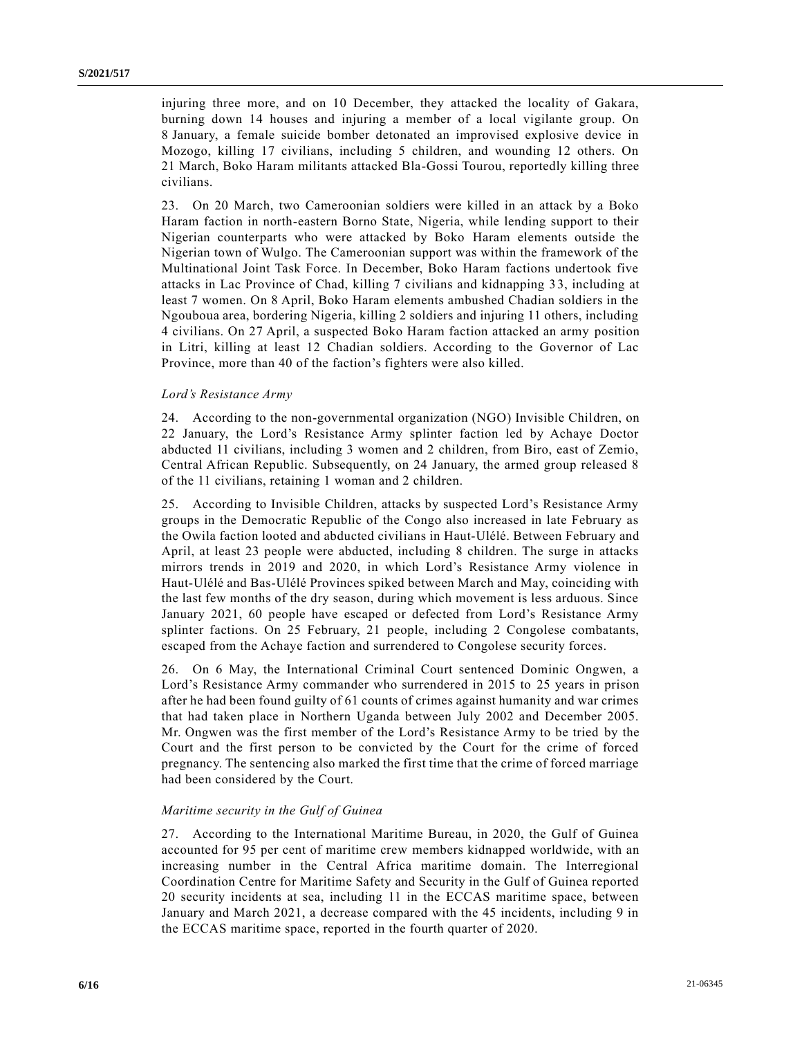injuring three more, and on 10 December, they attacked the locality of Gakara, burning down 14 houses and injuring a member of a local vigilante group. On 8 January, a female suicide bomber detonated an improvised explosive device in Mozogo, killing 17 civilians, including 5 children, and wounding 12 others. On 21 March, Boko Haram militants attacked Bla-Gossi Tourou, reportedly killing three civilians.

23. On 20 March, two Cameroonian soldiers were killed in an attack by a Boko Haram faction in north-eastern Borno State, Nigeria, while lending support to their Nigerian counterparts who were attacked by Boko Haram elements outside the Nigerian town of Wulgo. The Cameroonian support was within the framework of the Multinational Joint Task Force. In December, Boko Haram factions undertook five attacks in Lac Province of Chad, killing 7 civilians and kidnapping 33, including at least 7 women. On 8 April, Boko Haram elements ambushed Chadian soldiers in the Ngouboua area, bordering Nigeria, killing 2 soldiers and injuring 11 others, including 4 civilians. On 27 April, a suspected Boko Haram faction attacked an army position in Litri, killing at least 12 Chadian soldiers. According to the Governor of Lac Province, more than 40 of the faction's fighters were also killed.

*Lord's Resistance Army*

24. According to the non-governmental organization (NGO) Invisible Children, on 22 January, the Lord's Resistance Army splinter faction led by Achaye Doctor abducted 11 civilians, including 3 women and 2 children, from Biro, east of Zemio, Central African Republic. Subsequently, on 24 January, the armed group released 8 of the 11 civilians, retaining 1 woman and 2 children.

25. According to Invisible Children, attacks by suspected Lord's Resistance Army groups in the Democratic Republic of the Congo also increased in late February as the Owila faction looted and abducted civilians in Haut-Ulélé. Between February and April, at least 23 people were abducted, including 8 children. The surge in attacks mirrors trends in 2019 and 2020, in which Lord's Resistance Army violence in Haut-Ulélé and Bas-Ulélé Provinces spiked between March and May, coinciding with the last few months of the dry season, during which movement is less arduous. Since January 2021, 60 people have escaped or defected from Lord's Resistance Army splinter factions. On 25 February, 21 people, including 2 Congolese combatants, escaped from the Achaye faction and surrendered to Congolese security forces.

26. On 6 May, the International Criminal Court sentenced Dominic Ongwen, a Lord's Resistance Army commander who surrendered in 2015 to 25 years in prison after he had been found guilty of 61 counts of crimes against humanity and war crimes that had taken place in Northern Uganda between July 2002 and December 2005. Mr. Ongwen was the first member of the Lord's Resistance Army to be tried by the Court and the first person to be convicted by the Court for the crime of forced pregnancy. The sentencing also marked the first time that the crime of forced marriage had been considered by the Court.

*Maritime security in the Gulf of Guinea*

27. According to the International Maritime Bureau, in 2020, the Gulf of Guinea accounted for 95 per cent of maritime crew members kidnapped worldwide, with an increasing number in the Central Africa maritime domain. The Interregional Coordination Centre for Maritime Safety and Security in the Gulf of Guinea reported 20 security incidents at sea, including 11 in the ECCAS maritime space, between January and March 2021, a decrease compared with the 45 incidents, including 9 in the ECCAS maritime space, reported in the fourth quarter of 2020.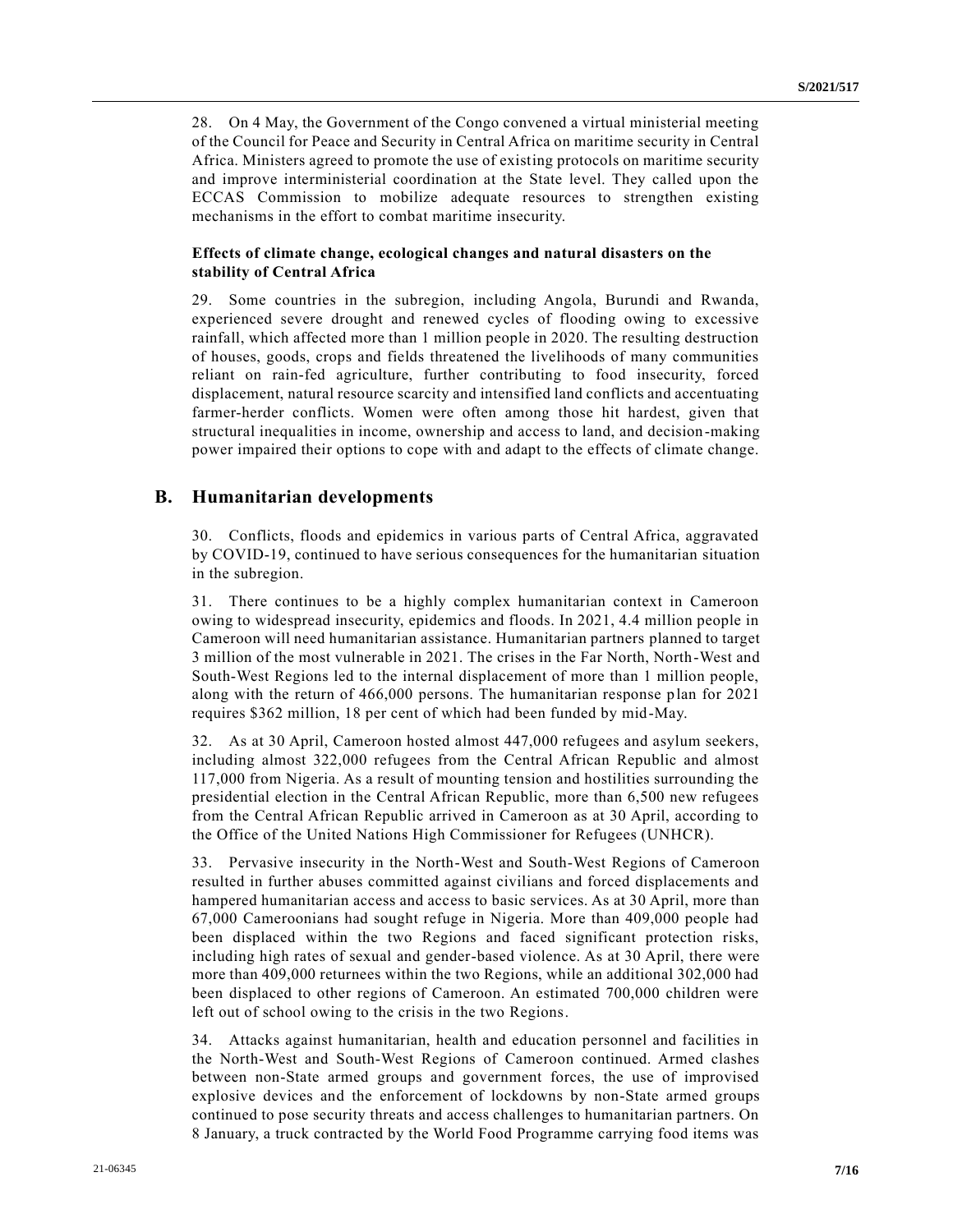28. On 4 May, the Government of the Congo convened a virtual ministerial meeting of the Council for Peace and Security in Central Africa on maritime security in Central Africa. Ministers agreed to promote the use of existing protocols on maritime security and improve interministerial coordination at the State level. They called upon the ECCAS Commission to mobilize adequate resources to strengthen existing mechanisms in the effort to combat maritime insecurity.

**Effects of climate change, ecological changes and natural disasters on the stability of Central Africa**

29. Some countries in the subregion, including Angola, Burundi and Rwanda, experienced severe drought and renewed cycles of flooding owing to excessive rainfall, which affected more than 1 million people in 2020. The resulting destruction of houses, goods, crops and fields threatened the livelihoods of many communities reliant on rain-fed agriculture, further contributing to food insecurity, forced displacement, natural resource scarcity and intensified land conflicts and accentuating farmer-herder conflicts. Women were often among those hit hardest, given that structural inequalities in income, ownership and access to land, and decision-making power impaired their options to cope with and adapt to the effects of climate change.

## B. Humanitarian developments

30. Conflicts, floods and epidemics in various parts of Central Africa, aggravated by COVID-19, continued to have serious consequences for the humanitarian situation in the subregion.

31. There continues to be a highly complex humanitarian context in Cameroon owing to widespread insecurity, epidemics and floods. In 2021, 4.4 million people in Cameroon will need humanitarian assistance. Humanitarian partners planned to target 3 million of the most vulnerable in 2021. The crises in the Far North, North-West and South-West Regions led to the internal displacement of more than 1 million people, along with the return of 466,000 persons. The humanitarian response plan for 2021 requires $362 million, 18 per cent of which had been funded by mid-May.

32. As at 30 April, Cameroon hosted almost 447,000 refugees and asylum seekers, including almost 322,000 refugees from the Central African Republic and almost 117,000 from Nigeria. As a result of mounting tension and hostilities surrounding the presidential election in the Central African Republic, more than 6,500 new refugees from the Central African Republic arrived in Cameroon as at 30 April, according to the Office of the United Nations High Commissioner for Refugees (UNHCR).

33. Pervasive insecurity in the North-West and South-West Regions of Cameroon resulted in further abuses committed against civilians and forced displacements and hampered humanitarian access and access to basic services. As at 30 April, more than 67,000 Cameroonians had sought refuge in Nigeria. More than 409,000 people had been displaced within the two Regions and faced significant protection risks, including high rates of sexual and gender-based violence. As at 30 April, there were more than 409,000 returnees within the two Regions, while an additional 302,000 had been displaced to other regions of Cameroon. An estimated 700,000 children were left out of school owing to the crisis in the two Regions.

34. Attacks against humanitarian, health and education personnel and facilities in the North-West and South-West Regions of Cameroon continued. Armed clashes between non-State armed groups and government forces, the use of improvised explosive devices and the enforcement of lockdowns by non-State armed groups continued to pose security threats and access challenges to humanitarian partners. On 8 January, a truck contracted by the World Food Programme carrying food items was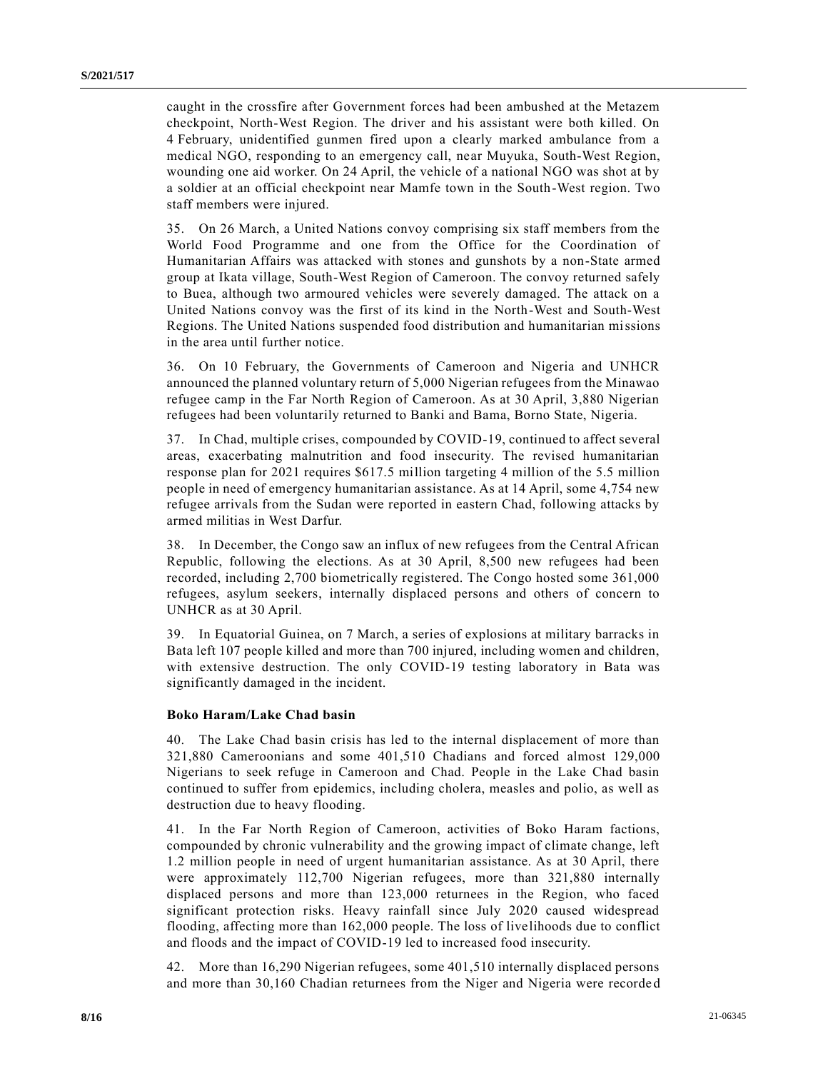caught in the crossfire after Government forces had been ambushed at the Metazem checkpoint, North-West Region. The driver and his assistant were both killed. On 4 February, unidentified gunmen fired upon a clearly marked ambulance from a medical NGO, responding to an emergency call, near Muyuka, South-West Region, wounding one aid worker. On 24 April, the vehicle of a national NGO was shot at by a soldier at an official checkpoint near Mamfe town in the South-West region. Two staff members were injured.

35. On 26 March, a United Nations convoy comprising six staff members from the World Food Programme and one from the Office for the Coordination of Humanitarian Affairs was attacked with stones and gunshots by a non-State armed group at Ikata village, South-West Region of Cameroon. The convoy returned safely to Buea, although two armoured vehicles were severely damaged. The attack on a United Nations convoy was the first of its kind in the North-West and South-West Regions. The United Nations suspended food distribution and humanitarian missions in the area until further notice.

36. On 10 February, the Governments of Cameroon and Nigeria and UNHCR announced the planned voluntary return of 5,000 Nigerian refugees from the Minawao refugee camp in the Far North Region of Cameroon. As at 30 April, 3,880 Nigerian refugees had been voluntarily returned to Banki and Bama, Borno State, Nigeria.

37. In Chad, multiple crises, compounded by COVID-19, continued to affect several areas, exacerbating malnutrition and food insecurity. The revised humanitarian response plan for 2021 requires $617.5 million targeting 4 million of the 5.5 million people in need of emergency humanitarian assistance. As at 14 April, some 4,754 new refugee arrivals from the Sudan were reported in eastern Chad, following attacks by armed militias in West Darfur.

38. In December, the Congo saw an influx of new refugees from the Central African Republic, following the elections. As at 30 April, 8,500 new refugees had been recorded, including 2,700 biometrically registered. The Congo hosted some 361,000 refugees, asylum seekers, internally displaced persons and others of concern to UNHCR as at 30 April.

39. In Equatorial Guinea, on 7 March, a series of explosions at military barracks in Bata left 107 people killed and more than 700 injured, including women and children, with extensive destruction. The only COVID-19 testing laboratory in Bata was significantly damaged in the incident.

**Boko Haram/Lake Chad basin**

40. The Lake Chad basin crisis has led to the internal displacement of more than 321,880 Cameroonians and some 401,510 Chadians and forced almost 129,000 Nigerians to seek refuge in Cameroon and Chad. People in the Lake Chad basin continued to suffer from epidemics, including cholera, measles and polio, as well as destruction due to heavy flooding.

41. In the Far North Region of Cameroon, activities of Boko Haram factions, compounded by chronic vulnerability and the growing impact of climate change, left 1.2 million people in need of urgent humanitarian assistance. As at 30 April, there were approximately 112,700 Nigerian refugees, more than 321,880 internally displaced persons and more than 123,000 returnees in the Region, who faced significant protection risks. Heavy rainfall since July 2020 caused widespread flooding, affecting more than 162,000 people. The loss of livelihoods due to conflict and floods and the impact of COVID-19 led to increased food insecurity.

42. More than 16,290 Nigerian refugees, some 401,510 internally displaced persons and more than 30,160 Chadian returnees from the Niger and Nigeria were recorded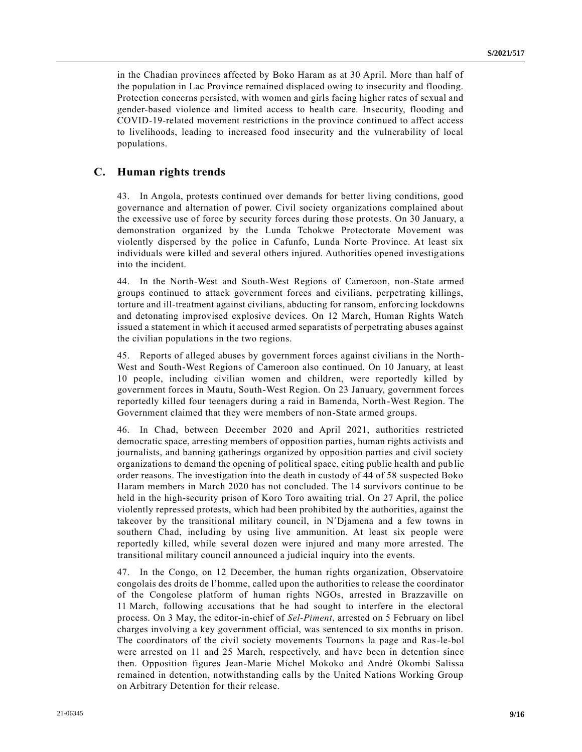in the Chadian provinces affected by Boko Haram as at 30 April. More than half of the population in Lac Province remained displaced owing to insecurity and flooding. Protection concerns persisted, with women and girls facing higher rates of sexual and gender-based violence and limited access to health care. Insecurity, flooding and COVID-19-related movement restrictions in the province continued to affect access to livelihoods, leading to increased food insecurity and the vulnerability of local populations.

## C. Human rights trends

43. In Angola, protests continued over demands for better living conditions, good governance and alternation of power. Civil society organizations complained about the excessive use of force by security forces during those protests. On 30 January, a demonstration organized by the Lunda Tchokwe Protectorate Movement was violently dispersed by the police in Cafunfo, Lunda Norte Province. At least six individuals were killed and several others injured. Authorities opened investigations into the incident.

44. In the North-West and South-West Regions of Cameroon, non-State armed groups continued to attack government forces and civilians, perpetrating killings, torture and ill-treatment against civilians, abducting for ransom, enforcing lockdowns and detonating improvised explosive devices. On 12 March, Human Rights Watch issued a statement in which it accused armed separatists of perpetrating abuses against the civilian populations in the two regions.

45. Reports of alleged abuses by government forces against civilians in the North-West and South-West Regions of Cameroon also continued. On 10 January, at least 10 people, including civilian women and children, were reportedly killed by government forces in Mautu, South-West Region. On 23 January, government forces reportedly killed four teenagers during a raid in Bamenda, North-West Region. The Government claimed that they were members of non-State armed groups.

46. In Chad, between December 2020 and April 2021, authorities restricted democratic space, arresting members of opposition parties, human rights activists and journalists, and banning gatherings organized by opposition parties and civil society organizations to demand the opening of political space, citing public health and public order reasons. The investigation into the death in custody of 44 of 58 suspected Boko Haram members in March 2020 has not concluded. The 14 survivors continue to be held in the high-security prison of Koro Toro awaiting trial. On 27 April, the police violently repressed protests, which had been prohibited by the authorities, against the takeover by the transitional military council, in N´Djamena and a few towns in southern Chad, including by using live ammunition. At least six people were reportedly killed, while several dozen were injured and many more arrested. The transitional military council announced a judicial inquiry into the events.

47. In the Congo, on 12 December, the human rights organization, Observatoire congolais des droits de l'homme, called upon the authorities to release the coordinator of the Congolese platform of human rights NGOs, arrested in Brazzaville on 11 March, following accusations that he had sought to interfere in the electoral process. On 3 May, the editor-in-chief of *Sel-Piment*, arrested on 5 February on libel charges involving a key government official, was sentenced to six months in prison. The coordinators of the civil society movements Tournons la page and Ras-le-bol were arrested on 11 and 25 March, respectively, and have been in detention since then. Opposition figures Jean-Marie Michel Mokoko and André Okombi Salissa remained in detention, notwithstanding calls by the United Nations Working Group on Arbitrary Detention for their release.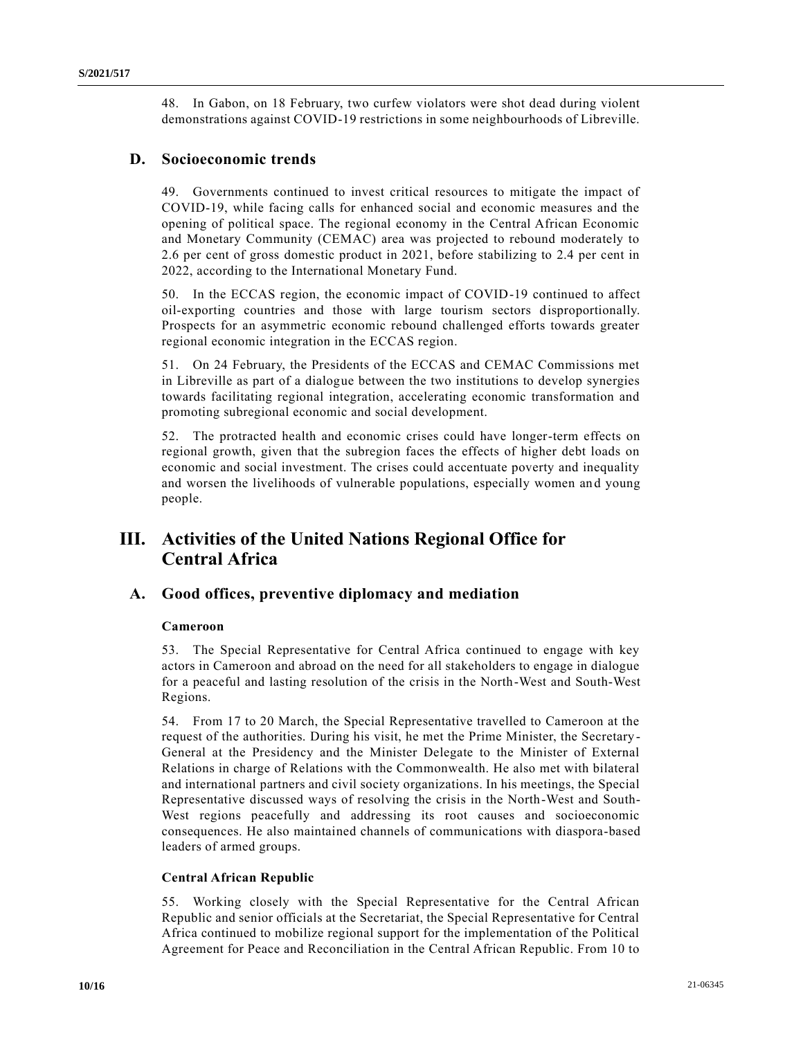48. In Gabon, on 18 February, two curfew violators were shot dead during violent demonstrations against COVID-19 restrictions in some neighbourhoods of Libreville.

## D. Socioeconomic trends

49. Governments continued to invest critical resources to mitigate the impact of COVID-19, while facing calls for enhanced social and economic measures and the opening of political space. The regional economy in the Central African Economic and Monetary Community (CEMAC) area was projected to rebound moderately to 2.6 per cent of gross domestic product in 2021, before stabilizing to 2.4 per cent in 2022, according to the International Monetary Fund.

50. In the ECCAS region, the economic impact of COVID-19 continued to affect oil-exporting countries and those with large tourism sectors disproportionally. Prospects for an asymmetric economic rebound challenged efforts towards greater regional economic integration in the ECCAS region.

51. On 24 February, the Presidents of the ECCAS and CEMAC Commissions met in Libreville as part of a dialogue between the two institutions to develop synergies towards facilitating regional integration, accelerating economic transformation and promoting subregional economic and social development.

52. The protracted health and economic crises could have longer-term effects on regional growth, given that the subregion faces the effects of higher debt loads on economic and social investment. The crises could accentuate poverty and inequality and worsen the livelihoods of vulnerable populations, especially women and young people.

# III. Activities of the United Nations Regional Office for Central Africa

## A. Good offices, preventive diplomacy and mediation

### Cameroon

53. The Special Representative for Central Africa continued to engage with key actors in Cameroon and abroad on the need for all stakeholders to engage in dialogue for a peaceful and lasting resolution of the crisis in the North-West and South-West Regions.

54. From 17 to 20 March, the Special Representative travelled to Cameroon at the request of the authorities. During his visit, he met the Prime Minister, the Secretary-General at the Presidency and the Minister Delegate to the Minister of External Relations in charge of Relations with the Commonwealth. He also met with bilateral and international partners and civil society organizations. In his meetings, the Special Representative discussed ways of resolving the crisis in the North-West and South-West regions peacefully and addressing its root causes and socioeconomic consequences. He also maintained channels of communications with diaspora-based leaders of armed groups.

### Central African Republic

55. Working closely with the Special Representative for the Central African Republic and senior officials at the Secretariat, the Special Representative for Central Africa continued to mobilize regional support for the implementation of the Political Agreement for Peace and Reconciliation in the Central African Republic. From 10 to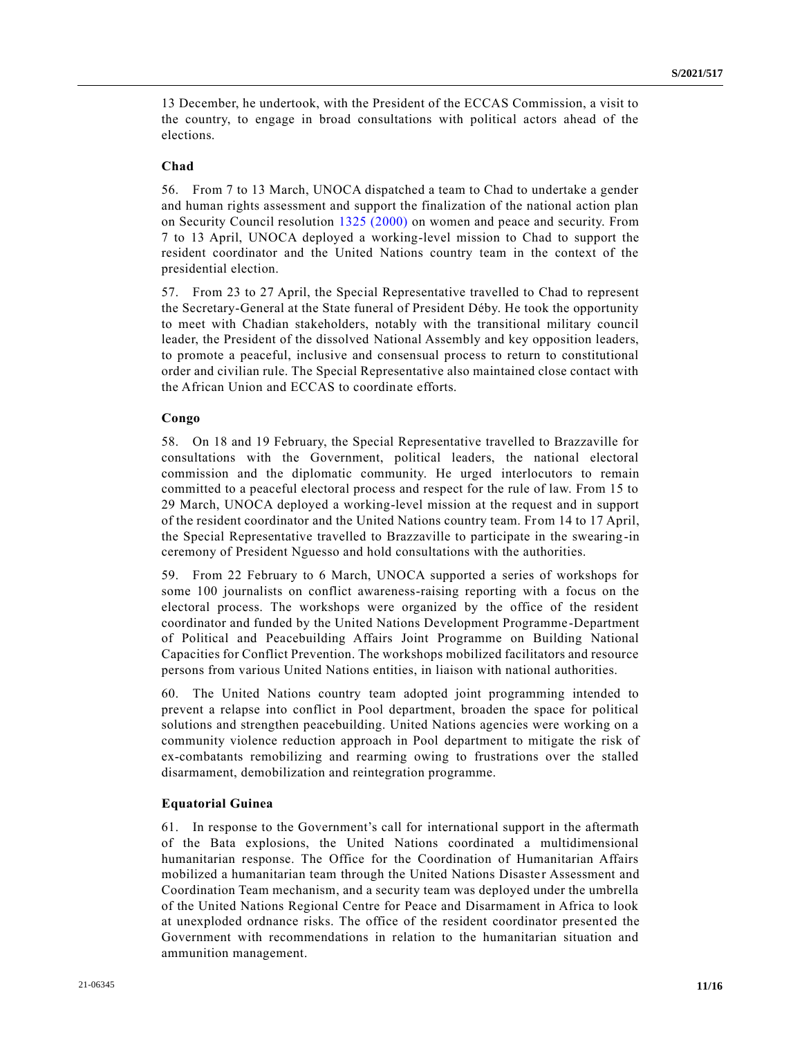13 December, he undertook, with the President of the ECCAS Commission, a visit to the country, to engage in broad consultations with political actors ahead of the elections.

### Chad

56. From 7 to 13 March, UNOCA dispatched a team to Chad to undertake a gender and human rights assessment and support the finalization of the national action plan on Security Council resolution 1325 (2000) on women and peace and security. From 7 to 13 April, UNOCA deployed a working-level mission to Chad to support the resident coordinator and the United Nations country team in the context of the presidential election.

57. From 23 to 27 April, the Special Representative travelled to Chad to represent the Secretary-General at the State funeral of President Déby. He took the opportunity to meet with Chadian stakeholders, notably with the transitional military council leader, the President of the dissolved National Assembly and key opposition leaders, to promote a peaceful, inclusive and consensual process to return to constitutional order and civilian rule. The Special Representative also maintained close contact with the African Union and ECCAS to coordinate efforts.

### Congo

58. On 18 and 19 February, the Special Representative travelled to Brazzaville for consultations with the Government, political leaders, the national electoral commission and the diplomatic community. He urged interlocutors to remain committed to a peaceful electoral process and respect for the rule of law. From 15 to 29 March, UNOCA deployed a working-level mission at the request and in support of the resident coordinator and the United Nations country team. From 14 to 17 April, the Special Representative travelled to Brazzaville to participate in the swearing-in ceremony of President Nguesso and hold consultations with the authorities.

59. From 22 February to 6 March, UNOCA supported a series of workshops for some 100 journalists on conflict awareness-raising reporting with a focus on the electoral process. The workshops were organized by the office of the resident coordinator and funded by the United Nations Development Programme-Department of Political and Peacebuilding Affairs Joint Programme on Building National Capacities for Conflict Prevention. The workshops mobilized facilitators and resource persons from various United Nations entities, in liaison with national authorities.

60. The United Nations country team adopted joint programming intended to prevent a relapse into conflict in Pool department, broaden the space for political solutions and strengthen peacebuilding. United Nations agencies were working on a community violence reduction approach in Pool department to mitigate the risk of ex-combatants remobilizing and rearming owing to frustrations over the stalled disarmament, demobilization and reintegration programme.

### Equatorial Guinea

61. In response to the Government's call for international support in the aftermath of the Bata explosions, the United Nations coordinated a multidimensional humanitarian response. The Office for the Coordination of Humanitarian Affairs mobilized a humanitarian team through the United Nations Disaster Assessment and Coordination Team mechanism, and a security team was deployed under the umbrella of the United Nations Regional Centre for Peace and Disarmament in Africa to look at unexploded ordnance risks. The office of the resident coordinator presented the Government with recommendations in relation to the humanitarian situation and ammunition management.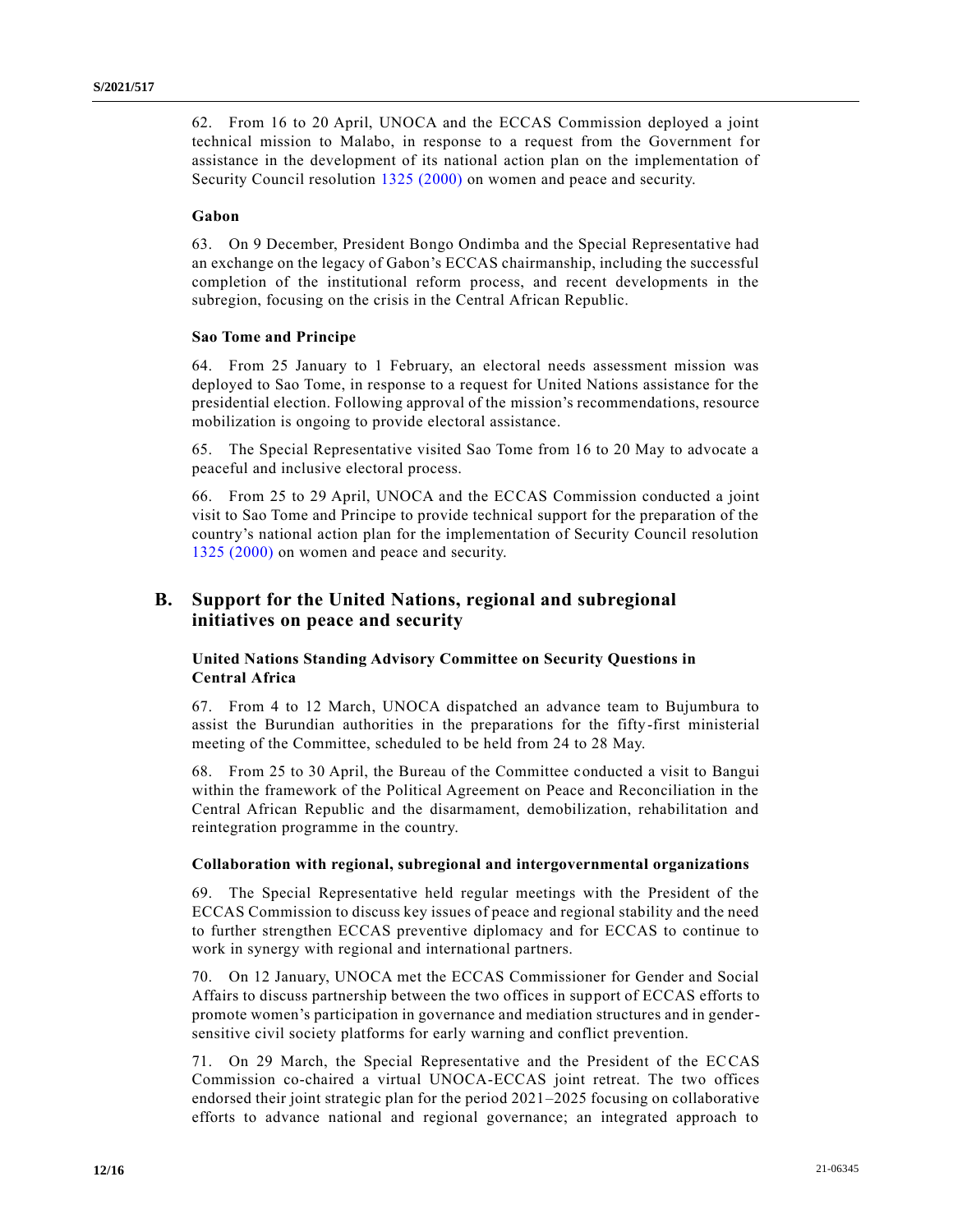62. From 16 to 20 April, UNOCA and the ECCAS Commission deployed a joint technical mission to Malabo, in response to a request from the Government for assistance in the development of its national action plan on the implementation of Security Council resolution 1325 (2000) on women and peace and security.

**Gabon**

63. On 9 December, President Bongo Ondimba and the Special Representative had an exchange on the legacy of Gabon's ECCAS chairmanship, including the successful completion of the institutional reform process, and recent developments in the subregion, focusing on the crisis in the Central African Republic.

**Sao Tome and Principe**

64. From 25 January to 1 February, an electoral needs assessment mission was deployed to Sao Tome, in response to a request for United Nations assistance for the presidential election. Following approval of the mission's recommendations, resource mobilization is ongoing to provide electoral assistance.

65. The Special Representative visited Sao Tome from 16 to 20 May to advocate a peaceful and inclusive electoral process.

66. From 25 to 29 April, UNOCA and the ECCAS Commission conducted a joint visit to Sao Tome and Principe to provide technical support for the preparation of the country's national action plan for the implementation of Security Council resolution 1325 (2000) on women and peace and security.

## B. Support for the United Nations, regional and subregional initiatives on peace and security

**United Nations Standing Advisory Committee on Security Questions in Central Africa**

67. From 4 to 12 March, UNOCA dispatched an advance team to Bujumbura to assist the Burundian authorities in the preparations for the fifty-first ministerial meeting of the Committee, scheduled to be held from 24 to 28 May.

68. From 25 to 30 April, the Bureau of the Committee conducted a visit to Bangui within the framework of the Political Agreement on Peace and Reconciliation in the Central African Republic and the disarmament, demobilization, rehabilitation and reintegration programme in the country.

**Collaboration with regional, subregional and intergovernmental organizations**

69. The Special Representative held regular meetings with the President of the ECCAS Commission to discuss key issues of peace and regional stability and the need to further strengthen ECCAS preventive diplomacy and for ECCAS to continue to work in synergy with regional and international partners.

70. On 12 January, UNOCA met the ECCAS Commissioner for Gender and Social Affairs to discuss partnership between the two offices in support of ECCAS efforts to promote women's participation in governance and mediation structures and in gender-sensitive civil society platforms for early warning and conflict prevention.

71. On 29 March, the Special Representative and the President of the ECCAS Commission co-chaired a virtual UNOCA-ECCAS joint retreat. The two offices endorsed their joint strategic plan for the period 2021–2025 focusing on collaborative efforts to advance national and regional governance; an integrated approach to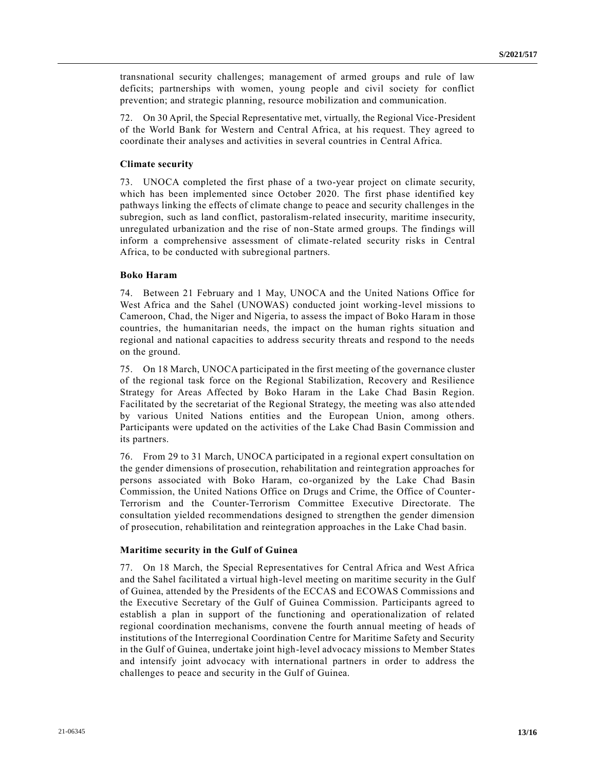transnational security challenges; management of armed groups and rule of law deficits; partnerships with women, young people and civil society for conflict prevention; and strategic planning, resource mobilization and communication.

72. On 30 April, the Special Representative met, virtually, the Regional Vice-President of the World Bank for Western and Central Africa, at his request. They agreed to coordinate their analyses and activities in several countries in Central Africa.

### Climate security

73. UNOCA completed the first phase of a two-year project on climate security, which has been implemented since October 2020. The first phase identified key pathways linking the effects of climate change to peace and security challenges in the subregion, such as land conflict, pastoralism-related insecurity, maritime insecurity, unregulated urbanization and the rise of non-State armed groups. The findings will inform a comprehensive assessment of climate-related security risks in Central Africa, to be conducted with subregional partners.

### Boko Haram

74. Between 21 February and 1 May, UNOCA and the United Nations Office for West Africa and the Sahel (UNOWAS) conducted joint working-level missions to Cameroon, Chad, the Niger and Nigeria, to assess the impact of Boko Haram in those countries, the humanitarian needs, the impact on the human rights situation and regional and national capacities to address security threats and respond to the needs on the ground.

75. On 18 March, UNOCA participated in the first meeting of the governance cluster of the regional task force on the Regional Stabilization, Recovery and Resilience Strategy for Areas Affected by Boko Haram in the Lake Chad Basin Region. Facilitated by the secretariat of the Regional Strategy, the meeting was also attended by various United Nations entities and the European Union, among others. Participants were updated on the activities of the Lake Chad Basin Commission and its partners.

76. From 29 to 31 March, UNOCA participated in a regional expert consultation on the gender dimensions of prosecution, rehabilitation and reintegration approaches for persons associated with Boko Haram, co-organized by the Lake Chad Basin Commission, the United Nations Office on Drugs and Crime, the Office of Counter-Terrorism and the Counter-Terrorism Committee Executive Directorate. The consultation yielded recommendations designed to strengthen the gender dimension of prosecution, rehabilitation and reintegration approaches in the Lake Chad basin.

### Maritime security in the Gulf of Guinea

77. On 18 March, the Special Representatives for Central Africa and West Africa and the Sahel facilitated a virtual high-level meeting on maritime security in the Gulf of Guinea, attended by the Presidents of the ECCAS and ECOWAS Commissions and the Executive Secretary of the Gulf of Guinea Commission. Participants agreed to establish a plan in support of the functioning and operationalization of related regional coordination mechanisms, convene the fourth annual meeting of heads of institutions of the Interregional Coordination Centre for Maritime Safety and Security in the Gulf of Guinea, undertake joint high-level advocacy missions to Member States and intensify joint advocacy with international partners in order to address the challenges to peace and security in the Gulf of Guinea.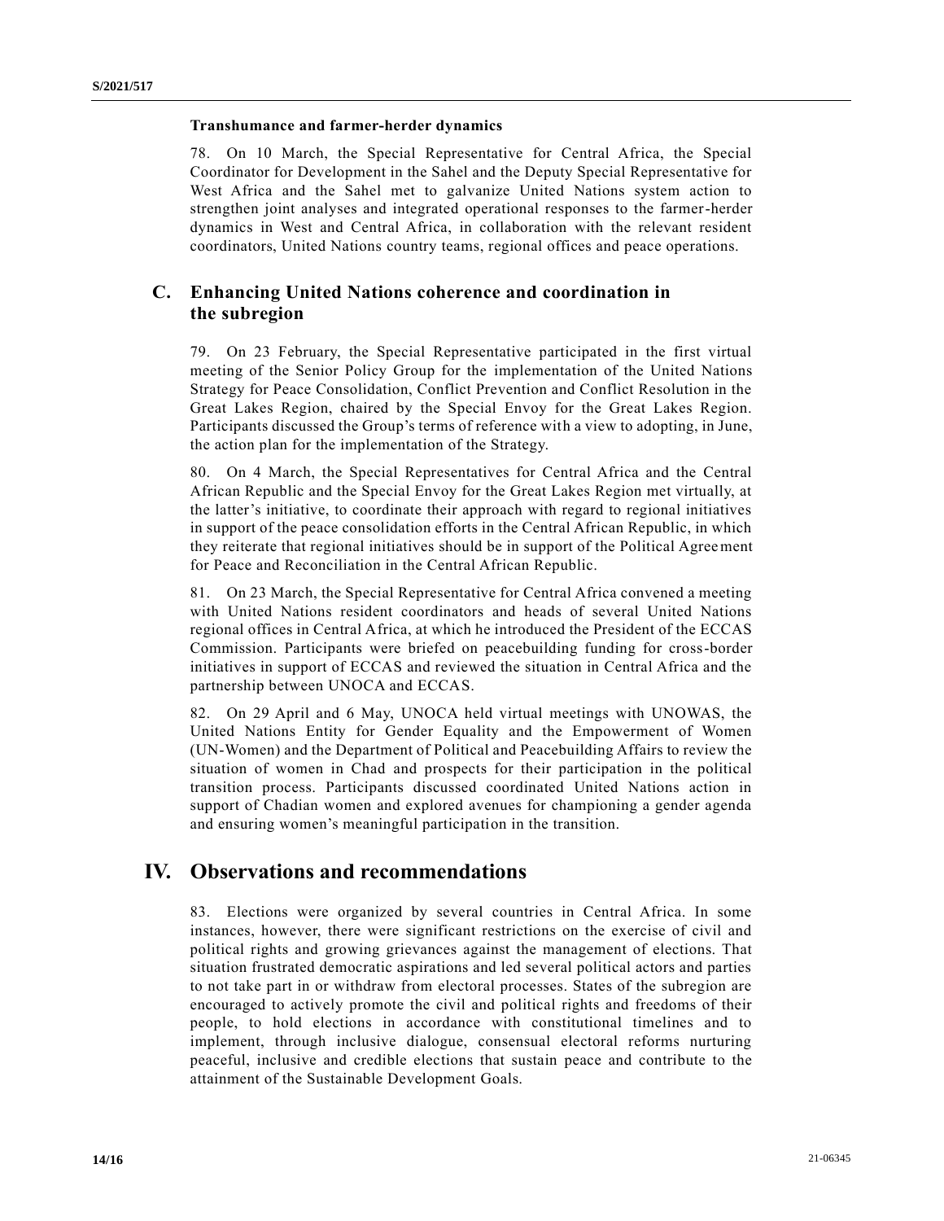#### Transhumance and farmer-herder dynamics

78. On 10 March, the Special Representative for Central Africa, the Special Coordinator for Development in the Sahel and the Deputy Special Representative for West Africa and the Sahel met to galvanize United Nations system action to strengthen joint analyses and integrated operational responses to the farmer-herder dynamics in West and Central Africa, in collaboration with the relevant resident coordinators, United Nations country teams, regional offices and peace operations.

### C. Enhancing United Nations coherence and coordination in the subregion

79. On 23 February, the Special Representative participated in the first virtual meeting of the Senior Policy Group for the implementation of the United Nations Strategy for Peace Consolidation, Conflict Prevention and Conflict Resolution in the Great Lakes Region, chaired by the Special Envoy for the Great Lakes Region. Participants discussed the Group's terms of reference with a view to adopting, in June, the action plan for the implementation of the Strategy.

80. On 4 March, the Special Representatives for Central Africa and the Central African Republic and the Special Envoy for the Great Lakes Region met virtually, at the latter's initiative, to coordinate their approach with regard to regional initiatives in support of the peace consolidation efforts in the Central African Republic, in which they reiterate that regional initiatives should be in support of the Political Agreement for Peace and Reconciliation in the Central African Republic.

81. On 23 March, the Special Representative for Central Africa convened a meeting with United Nations resident coordinators and heads of several United Nations regional offices in Central Africa, at which he introduced the President of the ECCAS Commission. Participants were briefed on peacebuilding funding for cross-border initiatives in support of ECCAS and reviewed the situation in Central Africa and the partnership between UNOCA and ECCAS.

82. On 29 April and 6 May, UNOCA held virtual meetings with UNOWAS, the United Nations Entity for Gender Equality and the Empowerment of Women (UN-Women) and the Department of Political and Peacebuilding Affairs to review the situation of women in Chad and prospects for their participation in the political transition process. Participants discussed coordinated United Nations action in support of Chadian women and explored avenues for championing a gender agenda and ensuring women's meaningful participation in the transition.

## IV. Observations and recommendations

83. Elections were organized by several countries in Central Africa. In some instances, however, there were significant restrictions on the exercise of civil and political rights and growing grievances against the management of elections. That situation frustrated democratic aspirations and led several political actors and parties to not take part in or withdraw from electoral processes. States of the subregion are encouraged to actively promote the civil and political rights and freedoms of their people, to hold elections in accordance with constitutional timelines and to implement, through inclusive dialogue, consensual electoral reforms nurturing peaceful, inclusive and credible elections that sustain peace and contribute to the attainment of the Sustainable Development Goals.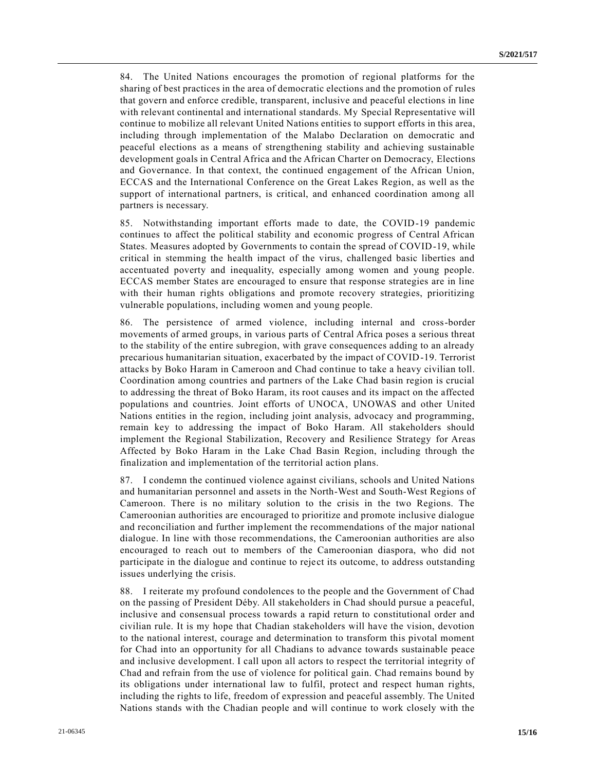84. The United Nations encourages the promotion of regional platforms for the sharing of best practices in the area of democratic elections and the promotion of rules that govern and enforce credible, transparent, inclusive and peaceful elections in line with relevant continental and international standards. My Special Representative will continue to mobilize all relevant United Nations entities to support efforts in this area, including through implementation of the Malabo Declaration on democratic and peaceful elections as a means of strengthening stability and achieving sustainable development goals in Central Africa and the African Charter on Democracy, Elections and Governance. In that context, the continued engagement of the African Union, ECCAS and the International Conference on the Great Lakes Region, as well as the support of international partners, is critical, and enhanced coordination among all partners is necessary.

85. Notwithstanding important efforts made to date, the COVID-19 pandemic continues to affect the political stability and economic progress of Central African States. Measures adopted by Governments to contain the spread of COVID-19, while critical in stemming the health impact of the virus, challenged basic liberties and accentuated poverty and inequality, especially among women and young people. ECCAS member States are encouraged to ensure that response strategies are in line with their human rights obligations and promote recovery strategies, prioritizing vulnerable populations, including women and young people.

86. The persistence of armed violence, including internal and cross-border movements of armed groups, in various parts of Central Africa poses a serious threat to the stability of the entire subregion, with grave consequences adding to an already precarious humanitarian situation, exacerbated by the impact of COVID-19. Terrorist attacks by Boko Haram in Cameroon and Chad continue to take a heavy civilian toll. Coordination among countries and partners of the Lake Chad basin region is crucial to addressing the threat of Boko Haram, its root causes and its impact on the affected populations and countries. Joint efforts of UNOCA, UNOWAS and other United Nations entities in the region, including joint analysis, advocacy and programming, remain key to addressing the impact of Boko Haram. All stakeholders should implement the Regional Stabilization, Recovery and Resilience Strategy for Areas Affected by Boko Haram in the Lake Chad Basin Region, including through the finalization and implementation of the territorial action plans.

87. I condemn the continued violence against civilians, schools and United Nations and humanitarian personnel and assets in the North-West and South-West Regions of Cameroon. There is no military solution to the crisis in the two Regions. The Cameroonian authorities are encouraged to prioritize and promote inclusive dialogue and reconciliation and further implement the recommendations of the major national dialogue. In line with those recommendations, the Cameroonian authorities are also encouraged to reach out to members of the Cameroonian diaspora, who did not participate in the dialogue and continue to reject its outcome, to address outstanding issues underlying the crisis.

88. I reiterate my profound condolences to the people and the Government of Chad on the passing of President Déby. All stakeholders in Chad should pursue a peaceful, inclusive and consensual process towards a rapid return to constitutional order and civilian rule. It is my hope that Chadian stakeholders will have the vision, devotion to the national interest, courage and determination to transform this pivotal moment for Chad into an opportunity for all Chadians to advance towards sustainable peace and inclusive development. I call upon all actors to respect the territorial integrity of Chad and refrain from the use of violence for political gain. Chad remains bound by its obligations under international law to fulfil, protect and respect human rights, including the rights to life, freedom of expression and peaceful assembly. The United Nations stands with the Chadian people and will continue to work closely with the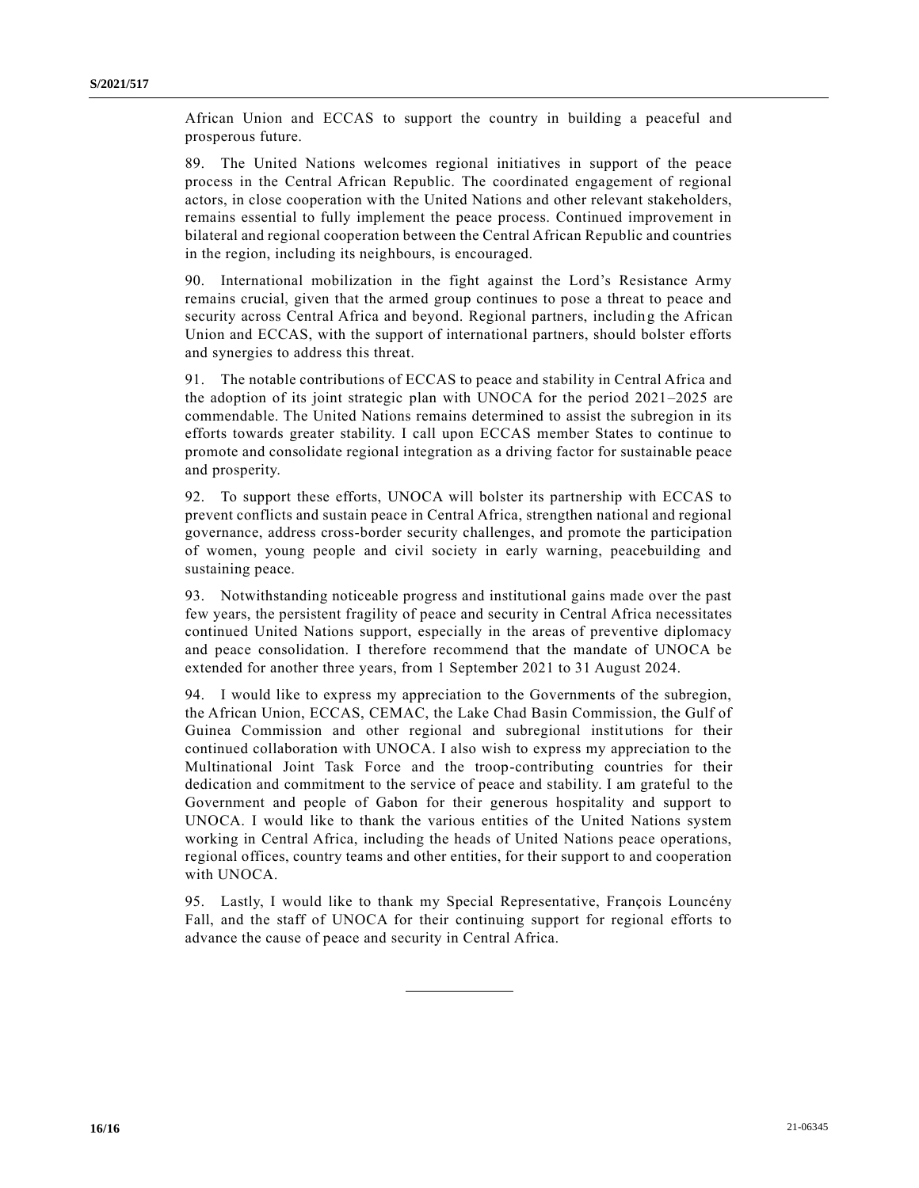African Union and ECCAS to support the country in building a peaceful and prosperous future.

89. The United Nations welcomes regional initiatives in support of the peace process in the Central African Republic. The coordinated engagement of regional actors, in close cooperation with the United Nations and other relevant stakeholders, remains essential to fully implement the peace process. Continued improvement in bilateral and regional cooperation between the Central African Republic and countries in the region, including its neighbours, is encouraged.

90. International mobilization in the fight against the Lord's Resistance Army remains crucial, given that the armed group continues to pose a threat to peace and security across Central Africa and beyond. Regional partners, including the African Union and ECCAS, with the support of international partners, should bolster efforts and synergies to address this threat.

91. The notable contributions of ECCAS to peace and stability in Central Africa and the adoption of its joint strategic plan with UNOCA for the period 2021–2025 are commendable. The United Nations remains determined to assist the subregion in its efforts towards greater stability. I call upon ECCAS member States to continue to promote and consolidate regional integration as a driving factor for sustainable peace and prosperity.

92. To support these efforts, UNOCA will bolster its partnership with ECCAS to prevent conflicts and sustain peace in Central Africa, strengthen national and regional governance, address cross-border security challenges, and promote the participation of women, young people and civil society in early warning, peacebuilding and sustaining peace.

93. Notwithstanding noticeable progress and institutional gains made over the past few years, the persistent fragility of peace and security in Central Africa necessitates continued United Nations support, especially in the areas of preventive diplomacy and peace consolidation. I therefore recommend that the mandate of UNOCA be extended for another three years, from 1 September 2021 to 31 August 2024.

94. I would like to express my appreciation to the Governments of the subregion, the African Union, ECCAS, CEMAC, the Lake Chad Basin Commission, the Gulf of Guinea Commission and other regional and subregional institutions for their continued collaboration with UNOCA. I also wish to express my appreciation to the Multinational Joint Task Force and the troop-contributing countries for their dedication and commitment to the service of peace and stability. I am grateful to the Government and people of Gabon for their generous hospitality and support to UNOCA. I would like to thank the various entities of the United Nations system working in Central Africa, including the heads of United Nations peace operations, regional offices, country teams and other entities, for their support to and cooperation with UNOCA.

95. Lastly, I would like to thank my Special Representative, François Louncény Fall, and the staff of UNOCA for their continuing support for regional efforts to advance the cause of peace and security in Central Africa.